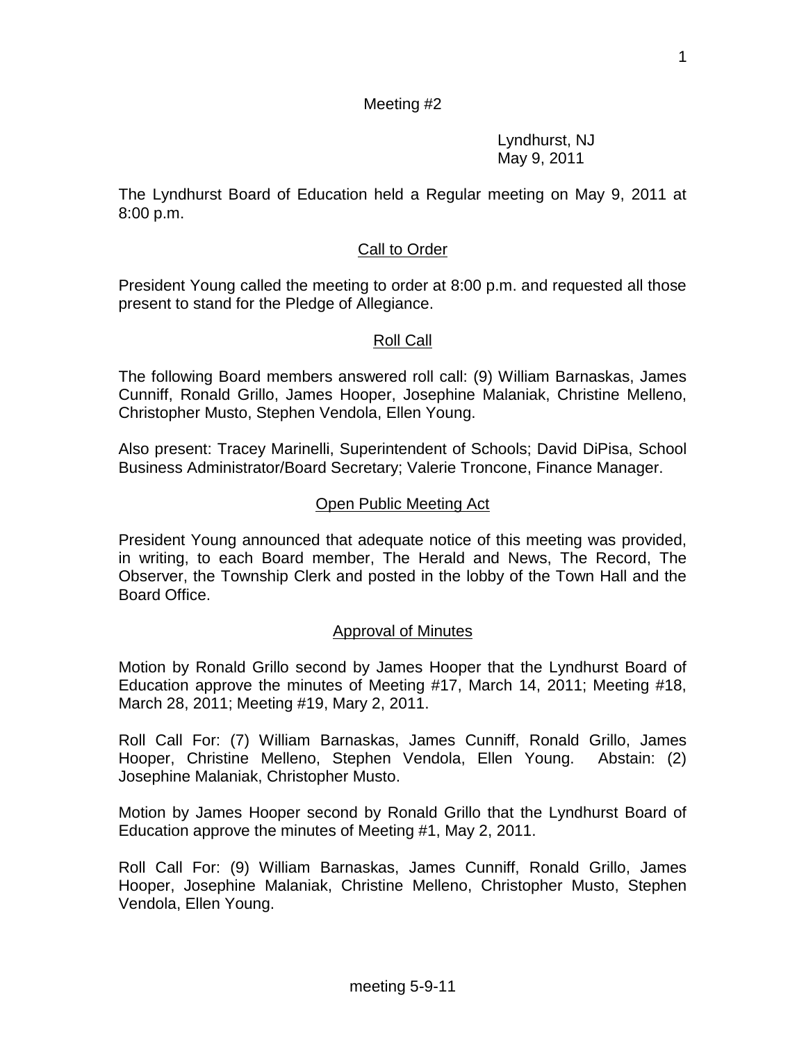Meeting #2

Lyndhurst, NJ
May 9, 2011

The Lyndhurst Board of Education held a Regular meeting on May 9, 2011 at 8:00 p.m.

## Call to Order

President Young called the meeting to order at 8:00 p.m. and requested all those present to stand for the Pledge of Allegiance.

## Roll Call

The following Board members answered roll call: (9) William Barnaskas, James Cunniff, Ronald Grillo, James Hooper, Josephine Malaniak, Christine Melleno, Christopher Musto, Stephen Vendola, Ellen Young.

Also present: Tracey Marinelli, Superintendent of Schools; David DiPisa, School Business Administrator/Board Secretary; Valerie Troncone, Finance Manager.

## Open Public Meeting Act

President Young announced that adequate notice of this meeting was provided, in writing, to each Board member, The Herald and News, The Record, The Observer, the Township Clerk and posted in the lobby of the Town Hall and the Board Office.

## Approval of Minutes

Motion by Ronald Grillo second by James Hooper that the Lyndhurst Board of Education approve the minutes of Meeting #17, March 14, 2011; Meeting #18, March 28, 2011; Meeting #19, Mary 2, 2011.

Roll Call For: (7) William Barnaskas, James Cunniff, Ronald Grillo, James Hooper, Christine Melleno, Stephen Vendola, Ellen Young. Abstain: (2) Josephine Malaniak, Christopher Musto.

Motion by James Hooper second by Ronald Grillo that the Lyndhurst Board of Education approve the minutes of Meeting #1, May 2, 2011.

Roll Call For: (9) William Barnaskas, James Cunniff, Ronald Grillo, James Hooper, Josephine Malaniak, Christine Melleno, Christopher Musto, Stephen Vendola, Ellen Young.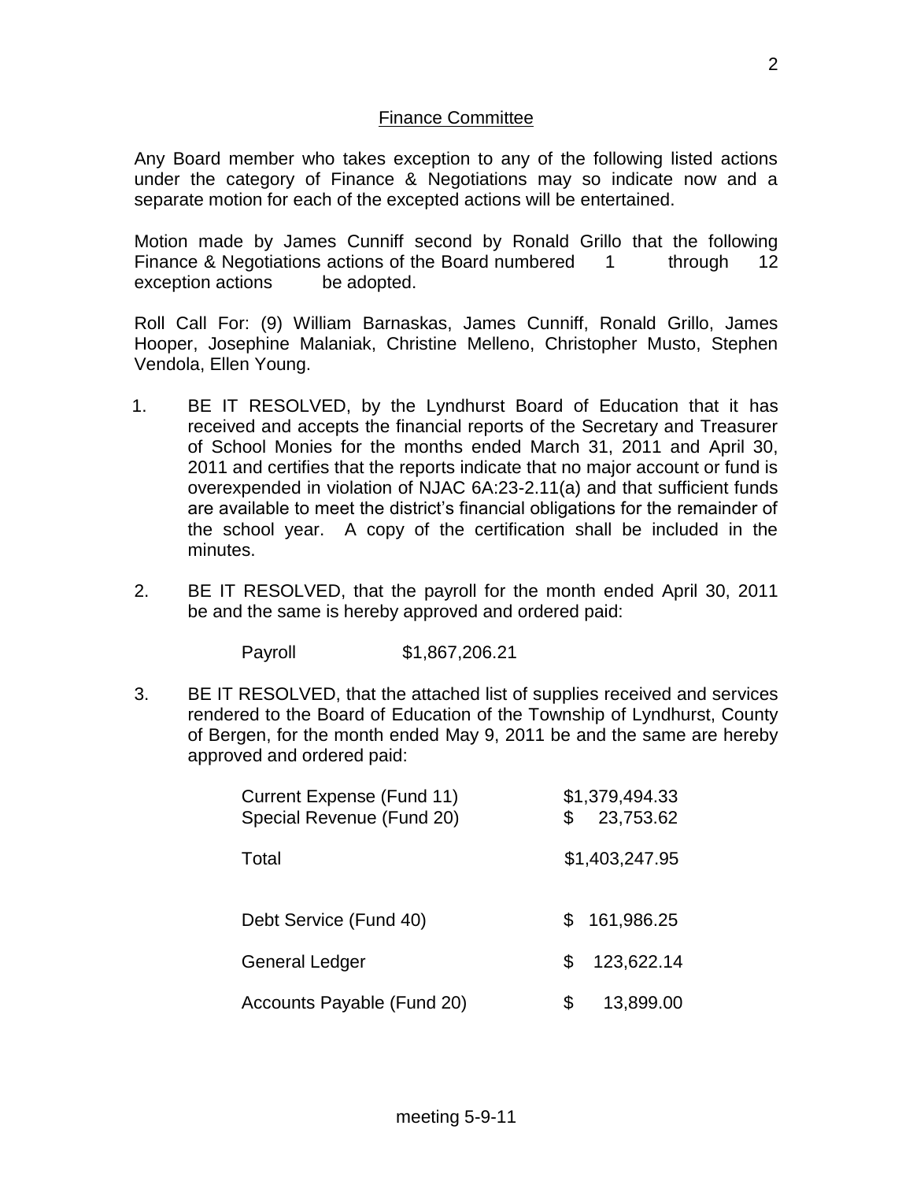## Finance Committee

Any Board member who takes exception to any of the following listed actions under the category of Finance & Negotiations may so indicate now and a separate motion for each of the excepted actions will be entertained.

Motion made by James Cunniff second by Ronald Grillo that the following Finance & Negotiations actions of the Board numbered 1 through 12 exception actions be adopted.

Roll Call For: (9) William Barnaskas, James Cunniff, Ronald Grillo, James Hooper, Josephine Malaniak, Christine Melleno, Christopher Musto, Stephen Vendola, Ellen Young.

1. BE IT RESOLVED, by the Lyndhurst Board of Education that it has received and accepts the financial reports of the Secretary and Treasurer of School Monies for the months ended March 31, 2011 and April 30, 2011 and certifies that the reports indicate that no major account or fund is overexpended in violation of NJAC 6A:23-2.11(a) and that sufficient funds are available to meet the district's financial obligations for the remainder of the school year. A copy of the certification shall be included in the minutes.

2. BE IT RESOLVED, that the payroll for the month ended April 30, 2011 be and the same is hereby approved and ordered paid:

   Payroll $1,867,206.21

3. BE IT RESOLVED, that the attached list of supplies received and services rendered to the Board of Education of the Township of Lyndhurst, County of Bergen, for the month ended May 9, 2011 be and the same are hereby approved and ordered paid:

| | |
|---|---|
| Current Expense (Fund 11) | $1,379,494.33 |
| Special Revenue (Fund 20) | $ 23,753.62 |
| Total | $1,403,247.95 |
| Debt Service (Fund 40) | $ 161,986.25 |
| General Ledger | $ 123,622.14 |
| Accounts Payable (Fund 20) | $ 13,899.00 |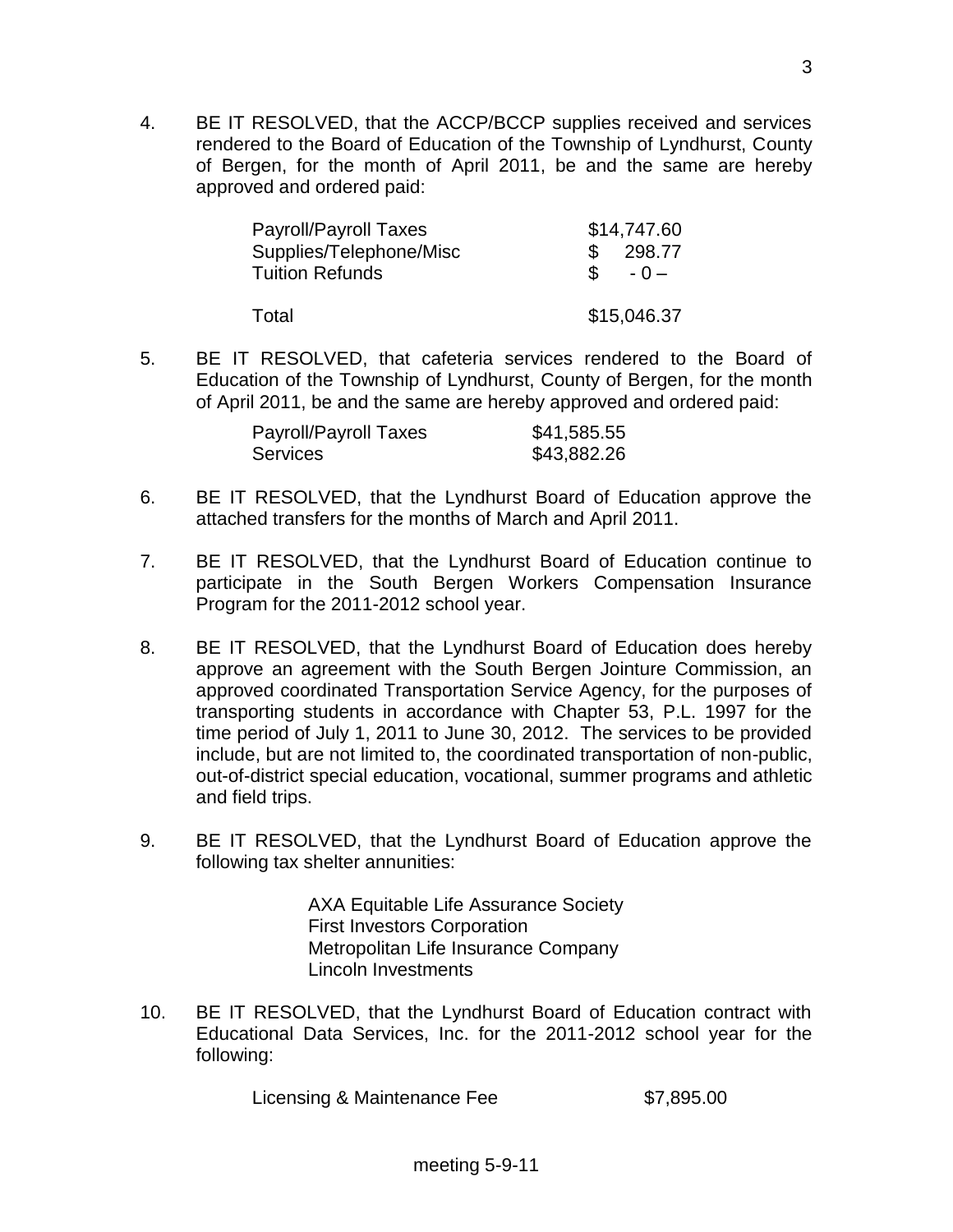4. BE IT RESOLVED, that the ACCP/BCCP supplies received and services rendered to the Board of Education of the Township of Lyndhurst, County of Bergen, for the month of April 2011, be and the same are hereby approved and ordered paid:

| | |
|---|---|
| Payroll/Payroll Taxes | $14,747.60 |
| Supplies/Telephone/Misc | $ 298.77 |
| Tuition Refunds | $ - 0 – |
| Total | $15,046.37 |

5. BE IT RESOLVED, that cafeteria services rendered to the Board of Education of the Township of Lyndhurst, County of Bergen, for the month of April 2011, be and the same are hereby approved and ordered paid:

| | |
|---|---|
| Payroll/Payroll Taxes | $41,585.55 |
| Services | $43,882.26 |

6. BE IT RESOLVED, that the Lyndhurst Board of Education approve the attached transfers for the months of March and April 2011.

7. BE IT RESOLVED, that the Lyndhurst Board of Education continue to participate in the South Bergen Workers Compensation Insurance Program for the 2011-2012 school year.

8. BE IT RESOLVED, that the Lyndhurst Board of Education does hereby approve an agreement with the South Bergen Jointure Commission, an approved coordinated Transportation Service Agency, for the purposes of transporting students in accordance with Chapter 53, P.L. 1997 for the time period of July 1, 2011 to June 30, 2012. The services to be provided include, but are not limited to, the coordinated transportation of non-public, out-of-district special education, vocational, summer programs and athletic and field trips.

9. BE IT RESOLVED, that the Lyndhurst Board of Education approve the following tax shelter annunities:

   AXA Equitable Life Assurance Society
   First Investors Corporation
   Metropolitan Life Insurance Company
   Lincoln Investments

10. BE IT RESOLVED, that the Lyndhurst Board of Education contract with Educational Data Services, Inc. for the 2011-2012 school year for the following:

| | |
|---|---|
| Licensing & Maintenance Fee | $7,895.00 |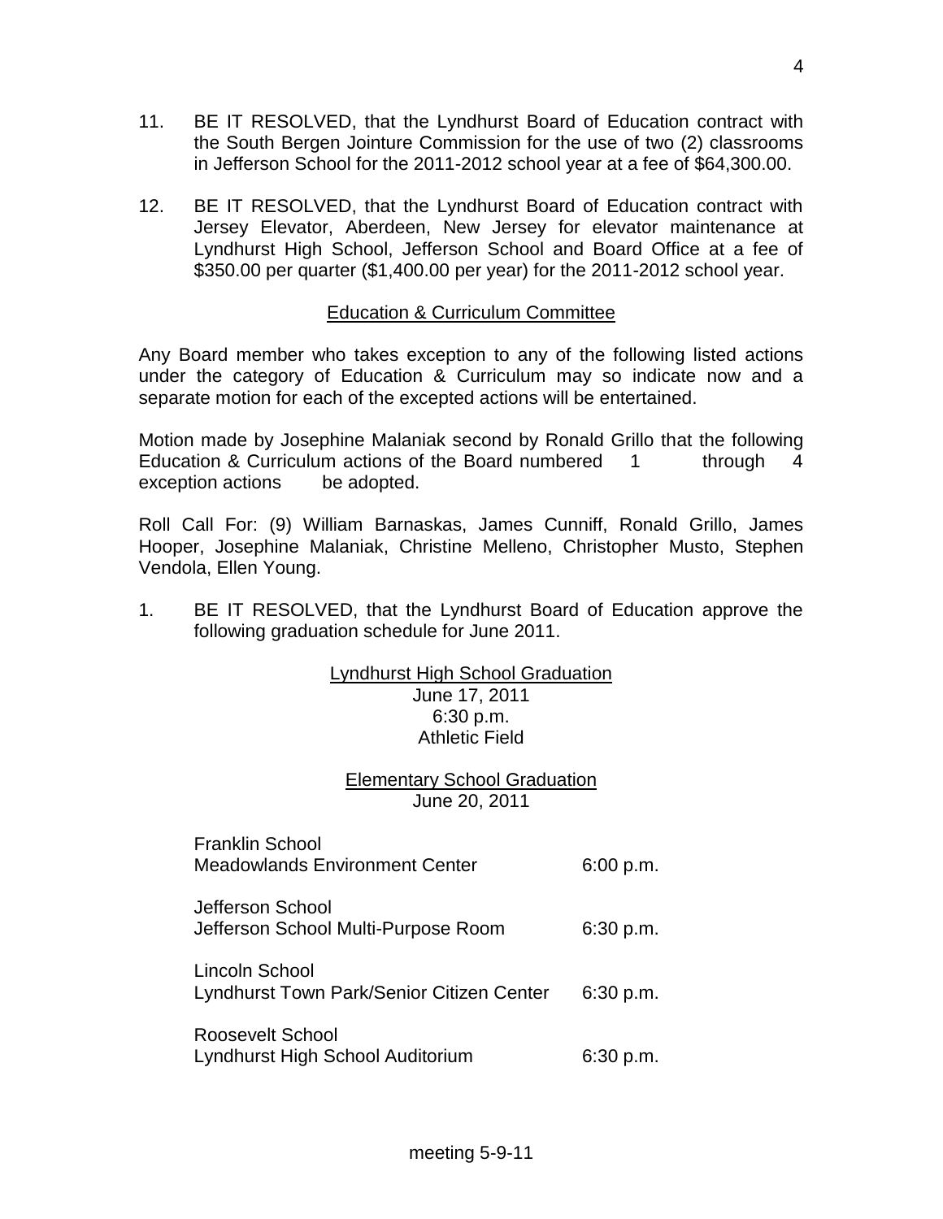11. BE IT RESOLVED, that the Lyndhurst Board of Education contract with the South Bergen Jointure Commission for the use of two (2) classrooms in Jefferson School for the 2011-2012 school year at a fee of $64,300.00.

12. BE IT RESOLVED, that the Lyndhurst Board of Education contract with Jersey Elevator, Aberdeen, New Jersey for elevator maintenance at Lyndhurst High School, Jefferson School and Board Office at a fee of $350.00 per quarter ($1,400.00 per year) for the 2011-2012 school year.

## Education & Curriculum Committee

Any Board member who takes exception to any of the following listed actions under the category of Education & Curriculum may so indicate now and a separate motion for each of the excepted actions will be entertained.

Motion made by Josephine Malaniak second by Ronald Grillo that the following Education & Curriculum actions of the Board numbered 1 through 4 exception actions be adopted.

Roll Call For: (9) William Barnaskas, James Cunniff, Ronald Grillo, James Hooper, Josephine Malaniak, Christine Melleno, Christopher Musto, Stephen Vendola, Ellen Young.

1. BE IT RESOLVED, that the Lyndhurst Board of Education approve the following graduation schedule for June 2011.

Lyndhurst High School Graduation
June 17, 2011
6:30 p.m.
Athletic Field

Elementary School Graduation
June 20, 2011

| | |
|---|---|
| Franklin School<br>Meadowlands Environment Center | 6:00 p.m. |
| Jefferson School<br>Jefferson School Multi-Purpose Room | 6:30 p.m. |
| Lincoln School<br>Lyndhurst Town Park/Senior Citizen Center | 6:30 p.m. |
| Roosevelt School<br>Lyndhurst High School Auditorium | 6:30 p.m. |

meeting 5-9-11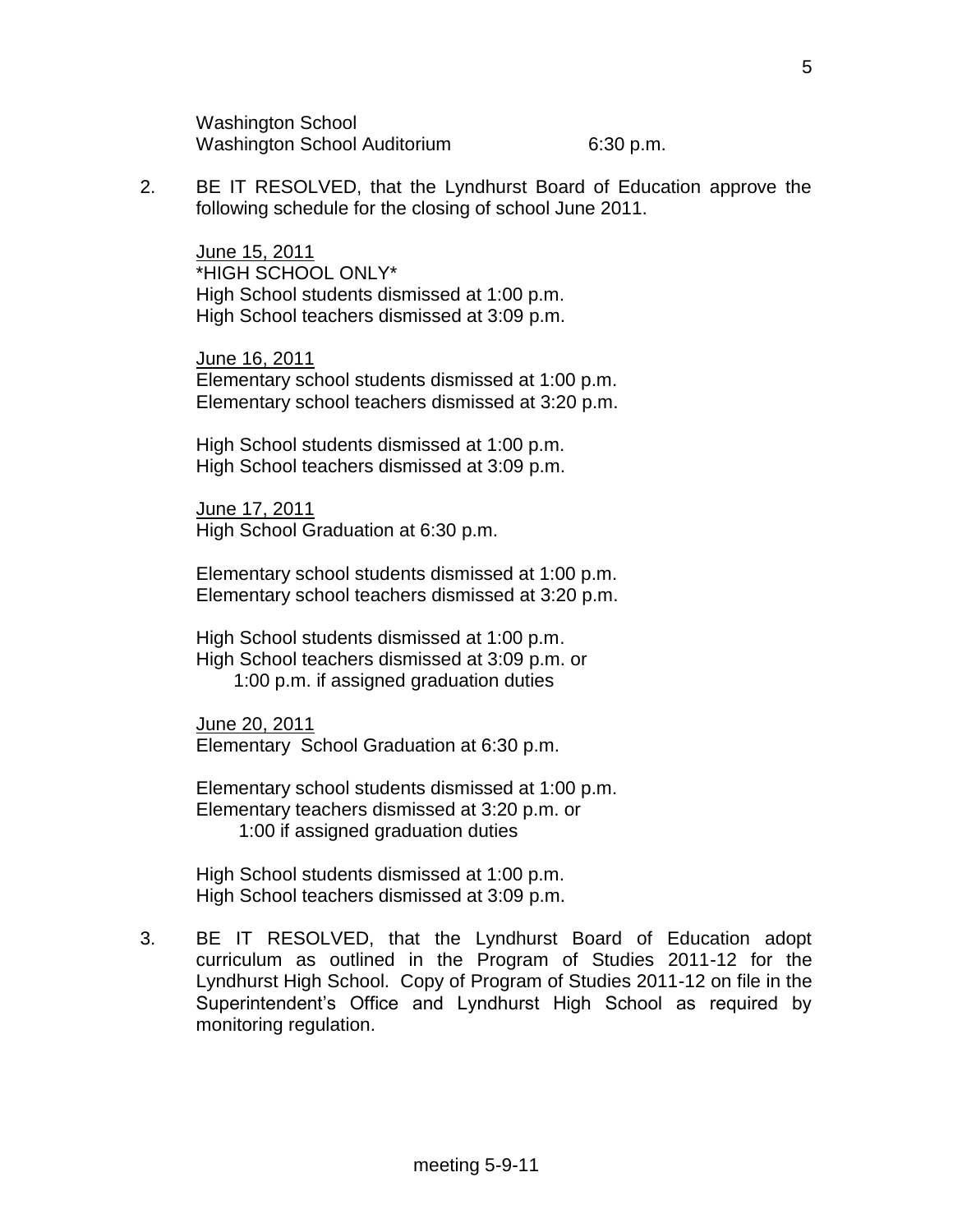Washington School
Washington School Auditorium 6:30 p.m.

2. BE IT RESOLVED, that the Lyndhurst Board of Education approve the following schedule for the closing of school June 2011.

   June 15, 2011
   *HIGH SCHOOL ONLY*
   High School students dismissed at 1:00 p.m.
   High School teachers dismissed at 3:09 p.m.

   June 16, 2011
   Elementary school students dismissed at 1:00 p.m.
   Elementary school teachers dismissed at 3:20 p.m.

   High School students dismissed at 1:00 p.m.
   High School teachers dismissed at 3:09 p.m.

   June 17, 2011
   High School Graduation at 6:30 p.m.

   Elementary school students dismissed at 1:00 p.m.
   Elementary school teachers dismissed at 3:20 p.m.

   High School students dismissed at 1:00 p.m.
   High School teachers dismissed at 3:09 p.m. or
   1:00 p.m. if assigned graduation duties

   June 20, 2011
   Elementary School Graduation at 6:30 p.m.

   Elementary school students dismissed at 1:00 p.m.
   Elementary teachers dismissed at 3:20 p.m. or
   1:00 if assigned graduation duties

   High School students dismissed at 1:00 p.m.
   High School teachers dismissed at 3:09 p.m.

3. BE IT RESOLVED, that the Lyndhurst Board of Education adopt curriculum as outlined in the Program of Studies 2011-12 for the Lyndhurst High School. Copy of Program of Studies 2011-12 on file in the Superintendent's Office and Lyndhurst High School as required by monitoring regulation.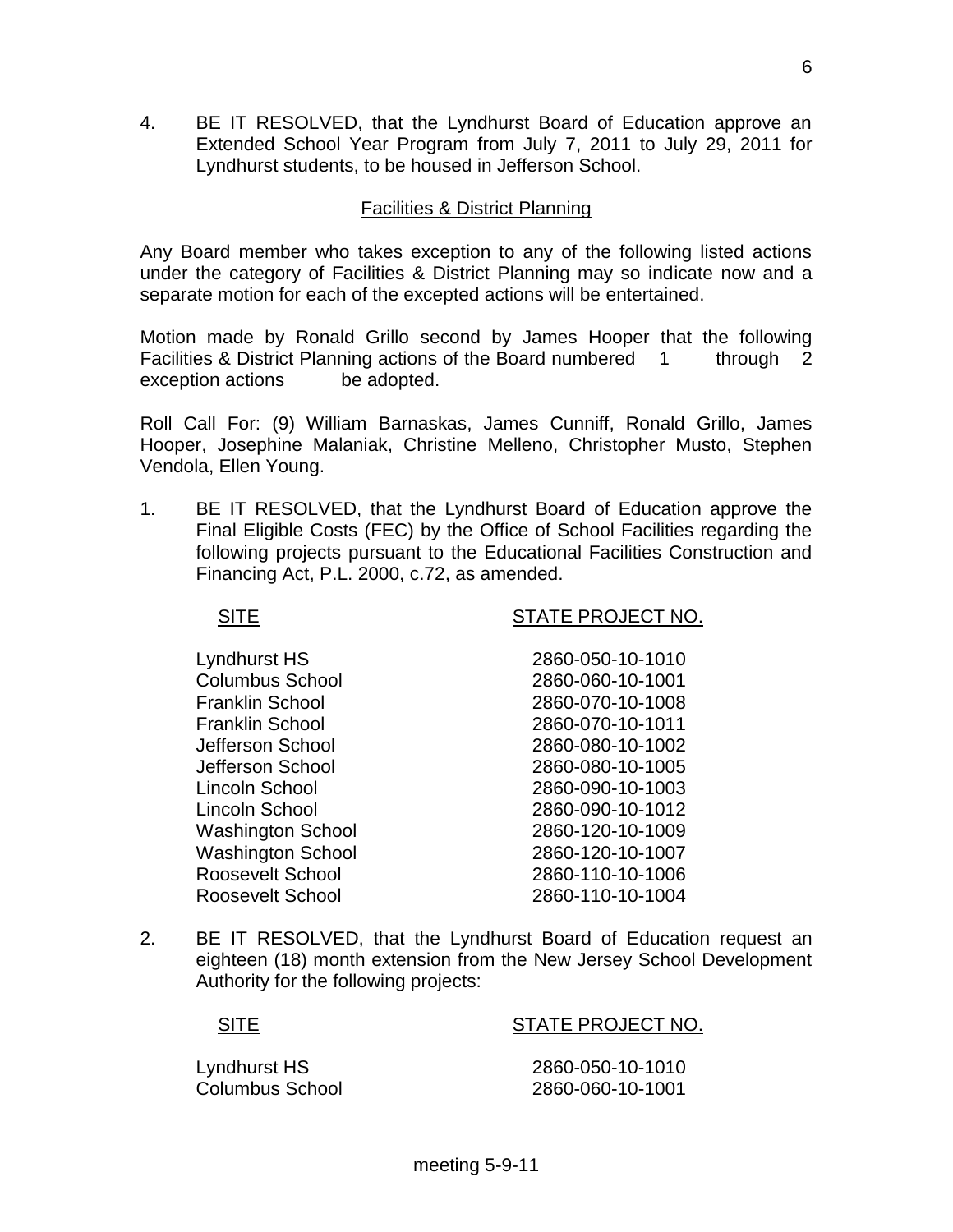4. BE IT RESOLVED, that the Lyndhurst Board of Education approve an Extended School Year Program from July 7, 2011 to July 29, 2011 for Lyndhurst students, to be housed in Jefferson School.

## Facilities & District Planning

Any Board member who takes exception to any of the following listed actions under the category of Facilities & District Planning may so indicate now and a separate motion for each of the excepted actions will be entertained.

Motion made by Ronald Grillo second by James Hooper that the following Facilities & District Planning actions of the Board numbered 1 through 2 exception actions be adopted.

Roll Call For: (9) William Barnaskas, James Cunniff, Ronald Grillo, James Hooper, Josephine Malaniak, Christine Melleno, Christopher Musto, Stephen Vendola, Ellen Young.

1. BE IT RESOLVED, that the Lyndhurst Board of Education approve the Final Eligible Costs (FEC) by the Office of School Facilities regarding the following projects pursuant to the Educational Facilities Construction and Financing Act, P.L. 2000, c.72, as amended.

| SITE | STATE PROJECT NO. |
|---|---|
| Lyndhurst HS | 2860-050-10-1010 |
| Columbus School | 2860-060-10-1001 |
| Franklin School | 2860-070-10-1008 |
| Franklin School | 2860-070-10-1011 |
| Jefferson School | 2860-080-10-1002 |
| Jefferson School | 2860-080-10-1005 |
| Lincoln School | 2860-090-10-1003 |
| Lincoln School | 2860-090-10-1012 |
| Washington School | 2860-120-10-1009 |
| Washington School | 2860-120-10-1007 |
| Roosevelt School | 2860-110-10-1006 |
| Roosevelt School | 2860-110-10-1004 |

2. BE IT RESOLVED, that the Lyndhurst Board of Education request an eighteen (18) month extension from the New Jersey School Development Authority for the following projects:

| SITE | STATE PROJECT NO. |
|---|---|
| Lyndhurst HS | 2860-050-10-1010 |
| Columbus School | 2860-060-10-1001 |

meeting 5-9-11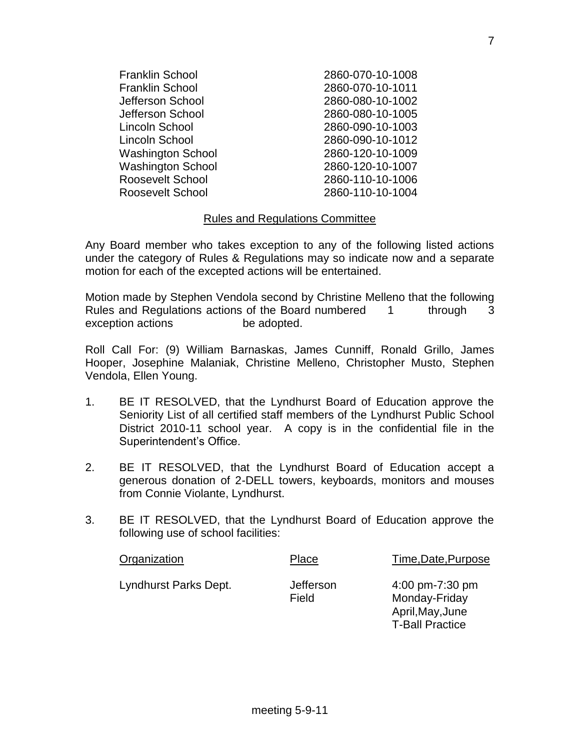| | |
|---|---|
| Franklin School | 2860-070-10-1008 |
| Franklin School | 2860-070-10-1011 |
| Jefferson School | 2860-080-10-1002 |
| Jefferson School | 2860-080-10-1005 |
| Lincoln School | 2860-090-10-1003 |
| Lincoln School | 2860-090-10-1012 |
| Washington School | 2860-120-10-1009 |
| Washington School | 2860-120-10-1007 |
| Roosevelt School | 2860-110-10-1006 |
| Roosevelt School | 2860-110-10-1004 |

## Rules and Regulations Committee

Any Board member who takes exception to any of the following listed actions under the category of Rules & Regulations may so indicate now and a separate motion for each of the excepted actions will be entertained.

Motion made by Stephen Vendola second by Christine Melleno that the following Rules and Regulations actions of the Board numbered 1 through 3 exception actions be adopted.

Roll Call For: (9) William Barnaskas, James Cunniff, Ronald Grillo, James Hooper, Josephine Malaniak, Christine Melleno, Christopher Musto, Stephen Vendola, Ellen Young.

1. BE IT RESOLVED, that the Lyndhurst Board of Education approve the Seniority List of all certified staff members of the Lyndhurst Public School District 2010-11 school year. A copy is in the confidential file in the Superintendent's Office.

2. BE IT RESOLVED, that the Lyndhurst Board of Education accept a generous donation of 2-DELL towers, keyboards, monitors and mouses from Connie Violante, Lyndhurst.

3. BE IT RESOLVED, that the Lyndhurst Board of Education approve the following use of school facilities:

| Organization | Place | Time,Date,Purpose |
|---|---|---|
| Lyndhurst Parks Dept. | Jefferson Field | 4:00 pm-7:30 pm Monday-Friday April,May,June T-Ball Practice |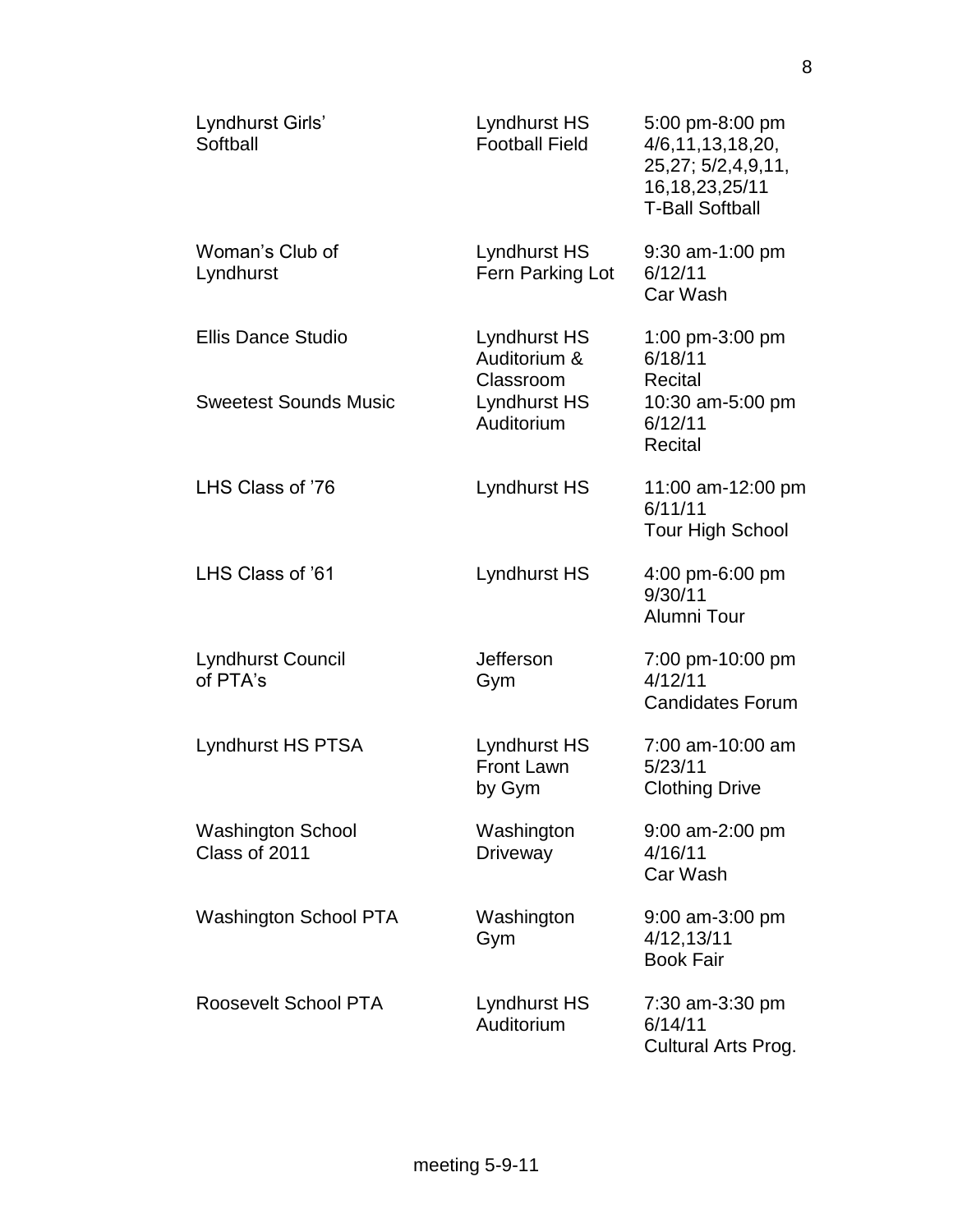| | | |
|---|---|---|
| Lyndhurst Girls' Softball | Lyndhurst HS Football Field | 5:00 pm-8:00 pm 4/6,11,13,18,20, 25,27; 5/2,4,9,11, 16,18,23,25/11 T-Ball Softball |
| Woman's Club of Lyndhurst | Lyndhurst HS Fern Parking Lot | 9:30 am-1:00 pm 6/12/11 Car Wash |
| Ellis Dance Studio | Lyndhurst HS Auditorium & Classroom | 1:00 pm-3:00 pm 6/18/11 Recital |
| Sweetest Sounds Music | Lyndhurst HS Auditorium | 10:30 am-5:00 pm 6/12/11 Recital |
| LHS Class of '76 | Lyndhurst HS | 11:00 am-12:00 pm 6/11/11 Tour High School |
| LHS Class of '61 | Lyndhurst HS | 4:00 pm-6:00 pm 9/30/11 Alumni Tour |
| Lyndhurst Council of PTA's | Jefferson Gym | 7:00 pm-10:00 pm 4/12/11 Candidates Forum |
| Lyndhurst HS PTSA | Lyndhurst HS Front Lawn by Gym | 7:00 am-10:00 am 5/23/11 Clothing Drive |
| Washington School Class of 2011 | Washington Driveway | 9:00 am-2:00 pm 4/16/11 Car Wash |
| Washington School PTA | Washington Gym | 9:00 am-3:00 pm 4/12,13/11 Book Fair |
| Roosevelt School PTA | Lyndhurst HS Auditorium | 7:30 am-3:30 pm 6/14/11 Cultural Arts Prog. |

meeting 5-9-11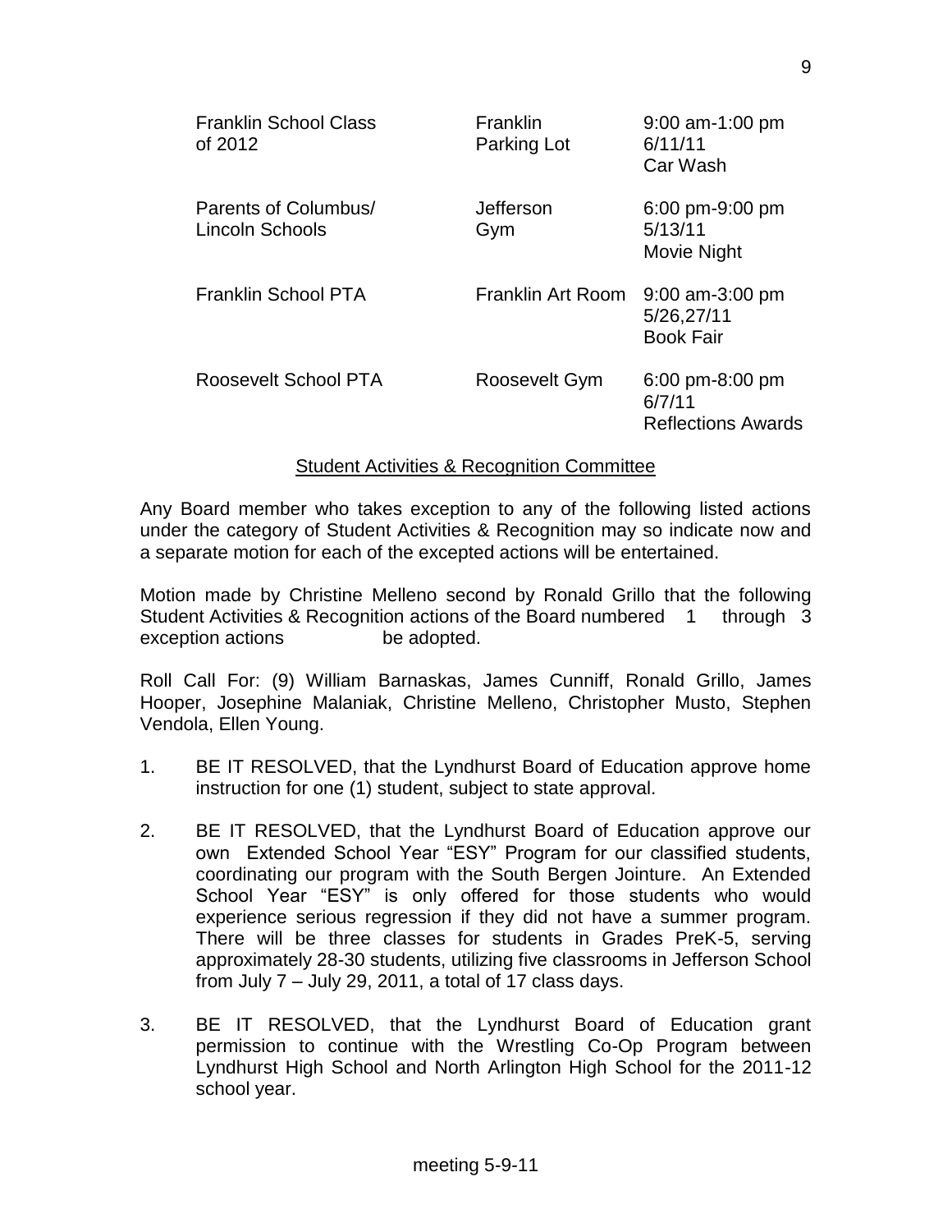| | | |
|---|---|---|
| Franklin School Class of 2012 | Franklin Parking Lot | 9:00 am-1:00 pm 6/11/11 Car Wash |
| Parents of Columbus/ Lincoln Schools | Jefferson Gym | 6:00 pm-9:00 pm 5/13/11 Movie Night |
| Franklin School PTA | Franklin Art Room | 9:00 am-3:00 pm 5/26,27/11 Book Fair |
| Roosevelt School PTA | Roosevelt Gym | 6:00 pm-8:00 pm 6/7/11 Reflections Awards |

## Student Activities & Recognition Committee

Any Board member who takes exception to any of the following listed actions under the category of Student Activities & Recognition may so indicate now and a separate motion for each of the excepted actions will be entertained.

Motion made by Christine Melleno second by Ronald Grillo that the following Student Activities & Recognition actions of the Board numbered 1 through 3 exception actions be adopted.

Roll Call For: (9) William Barnaskas, James Cunniff, Ronald Grillo, James Hooper, Josephine Malaniak, Christine Melleno, Christopher Musto, Stephen Vendola, Ellen Young.

1. BE IT RESOLVED, that the Lyndhurst Board of Education approve home instruction for one (1) student, subject to state approval.

2. BE IT RESOLVED, that the Lyndhurst Board of Education approve our own Extended School Year "ESY" Program for our classified students, coordinating our program with the South Bergen Jointure. An Extended School Year "ESY" is only offered for those students who would experience serious regression if they did not have a summer program. There will be three classes for students in Grades PreK-5, serving approximately 28-30 students, utilizing five classrooms in Jefferson School from July 7 – July 29, 2011, a total of 17 class days.

3. BE IT RESOLVED, that the Lyndhurst Board of Education grant permission to continue with the Wrestling Co-Op Program between Lyndhurst High School and North Arlington High School for the 2011-12 school year.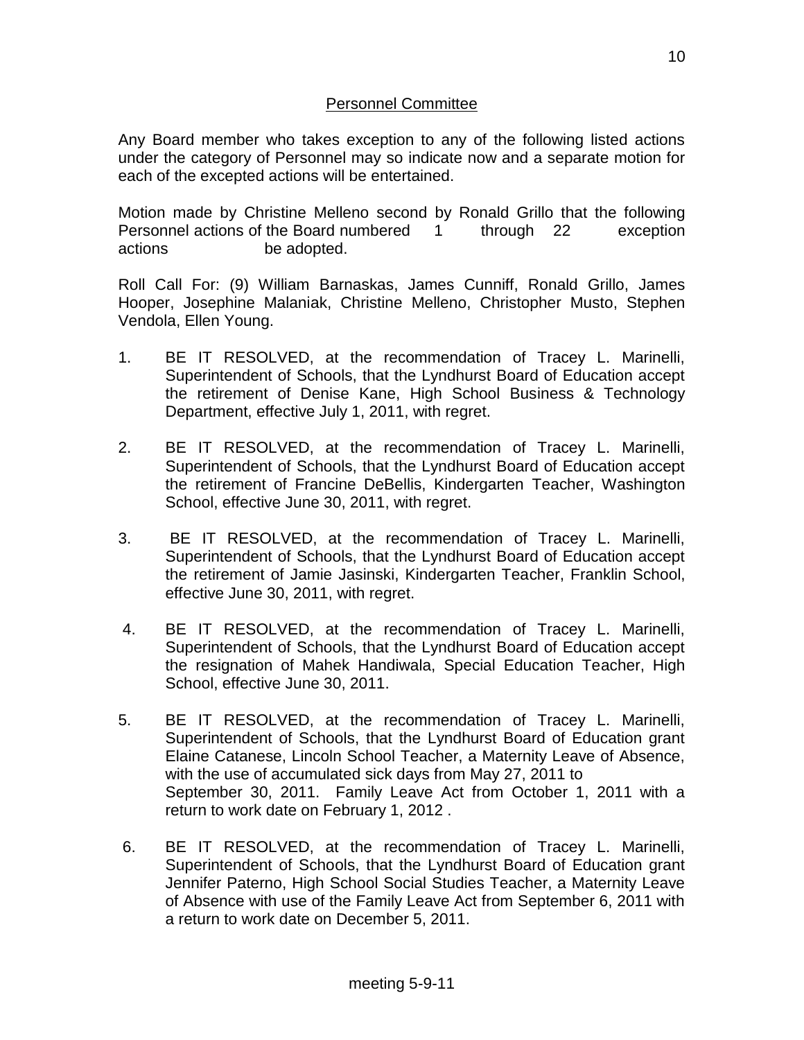## Personnel Committee

Any Board member who takes exception to any of the following listed actions under the category of Personnel may so indicate now and a separate motion for each of the excepted actions will be entertained.

Motion made by Christine Melleno second by Ronald Grillo that the following Personnel actions of the Board numbered 1 through 22 exception actions be adopted.

Roll Call For: (9) William Barnaskas, James Cunniff, Ronald Grillo, James Hooper, Josephine Malaniak, Christine Melleno, Christopher Musto, Stephen Vendola, Ellen Young.

1. BE IT RESOLVED, at the recommendation of Tracey L. Marinelli, Superintendent of Schools, that the Lyndhurst Board of Education accept the retirement of Denise Kane, High School Business & Technology Department, effective July 1, 2011, with regret.

2. BE IT RESOLVED, at the recommendation of Tracey L. Marinelli, Superintendent of Schools, that the Lyndhurst Board of Education accept the retirement of Francine DeBellis, Kindergarten Teacher, Washington School, effective June 30, 2011, with regret.

3. BE IT RESOLVED, at the recommendation of Tracey L. Marinelli, Superintendent of Schools, that the Lyndhurst Board of Education accept the retirement of Jamie Jasinski, Kindergarten Teacher, Franklin School, effective June 30, 2011, with regret.

4. BE IT RESOLVED, at the recommendation of Tracey L. Marinelli, Superintendent of Schools, that the Lyndhurst Board of Education accept the resignation of Mahek Handiwala, Special Education Teacher, High School, effective June 30, 2011.

5. BE IT RESOLVED, at the recommendation of Tracey L. Marinelli, Superintendent of Schools, that the Lyndhurst Board of Education grant Elaine Catanese, Lincoln School Teacher, a Maternity Leave of Absence, with the use of accumulated sick days from May 27, 2011 to September 30, 2011. Family Leave Act from October 1, 2011 with a return to work date on February 1, 2012 .

6. BE IT RESOLVED, at the recommendation of Tracey L. Marinelli, Superintendent of Schools, that the Lyndhurst Board of Education grant Jennifer Paterno, High School Social Studies Teacher, a Maternity Leave of Absence with use of the Family Leave Act from September 6, 2011 with a return to work date on December 5, 2011.

meeting 5-9-11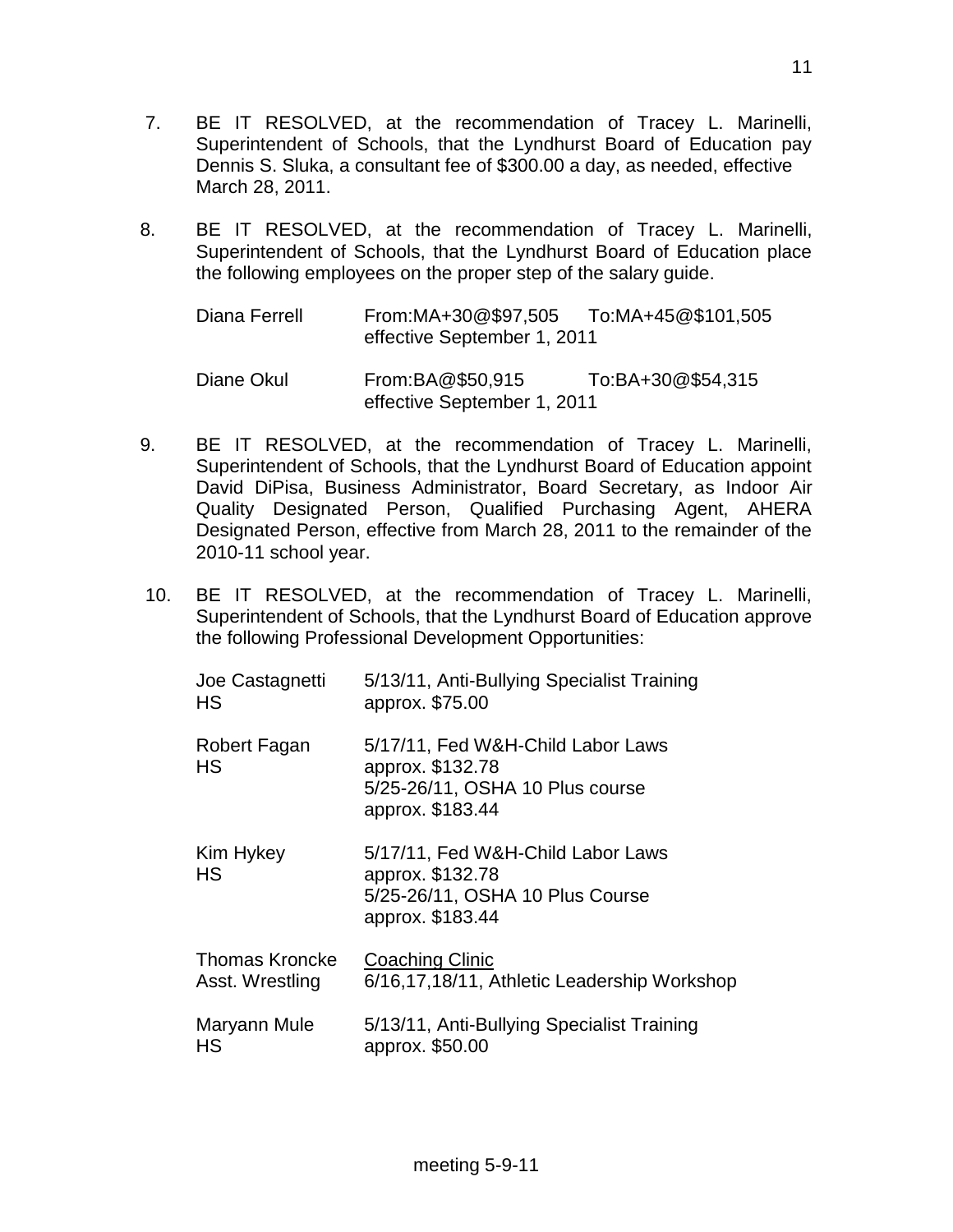7. BE IT RESOLVED, at the recommendation of Tracey L. Marinelli, Superintendent of Schools, that the Lyndhurst Board of Education pay Dennis S. Sluka, a consultant fee of $300.00 a day, as needed, effective March 28, 2011.

8. BE IT RESOLVED, at the recommendation of Tracey L. Marinelli, Superintendent of Schools, that the Lyndhurst Board of Education place the following employees on the proper step of the salary guide.

| | | |
|---|---|---|
| Diana Ferrell | From:MA+30@$97,505<br>effective September 1, 2011 | To:MA+45@$101,505 |
| Diane Okul | From:BA@$50,915<br>effective September 1, 2011 | To:BA+30@$54,315 |

9. BE IT RESOLVED, at the recommendation of Tracey L. Marinelli, Superintendent of Schools, that the Lyndhurst Board of Education appoint David DiPisa, Business Administrator, Board Secretary, as Indoor Air Quality Designated Person, Qualified Purchasing Agent, AHERA Designated Person, effective from March 28, 2011 to the remainder of the 2010-11 school year.

10. BE IT RESOLVED, at the recommendation of Tracey L. Marinelli, Superintendent of Schools, that the Lyndhurst Board of Education approve the following Professional Development Opportunities:

| | |
|---|---|
| Joe Castagnetti<br>HS | 5/13/11, Anti-Bullying Specialist Training<br>approx. $75.00 |
| Robert Fagan<br>HS | 5/17/11, Fed W&H-Child Labor Laws<br>approx. $132.78<br>5/25-26/11, OSHA 10 Plus course<br>approx. $183.44 |
| Kim Hykey<br>HS | 5/17/11, Fed W&H-Child Labor Laws<br>approx. $132.78<br>5/25-26/11, OSHA 10 Plus Course<br>approx. $183.44 |
| Thomas Kroncke<br>Asst. Wrestling | Coaching Clinic<br>6/16,17,18/11, Athletic Leadership Workshop |
| Maryann Mule<br>HS | 5/13/11, Anti-Bullying Specialist Training<br>approx. $50.00 |

meeting 5-9-11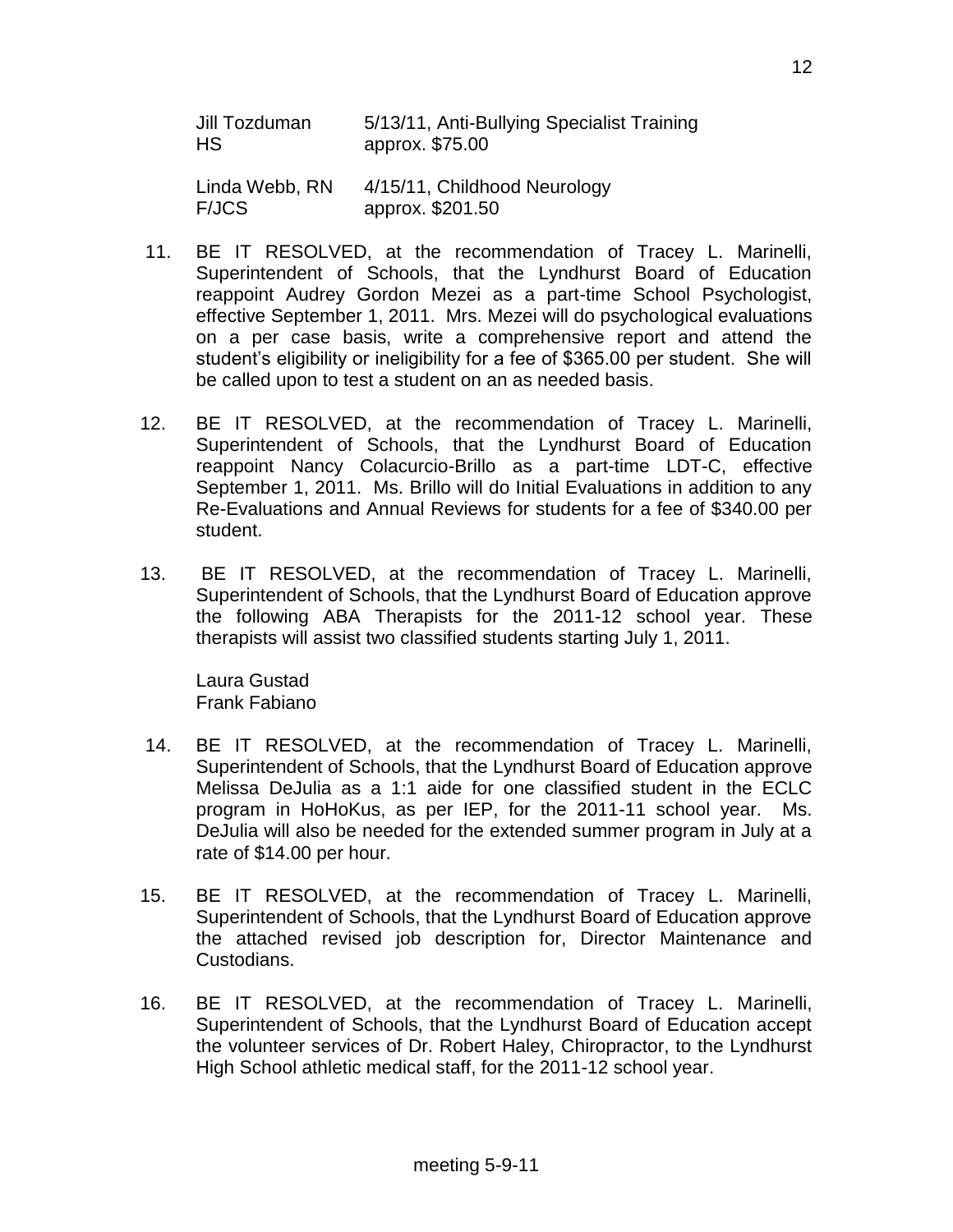| | |
|---|---|
| Jill Tozduman<br>HS | 5/13/11, Anti-Bullying Specialist Training<br>approx. $75.00 |
| Linda Webb, RN<br>F/JCS | 4/15/11, Childhood Neurology<br>approx. $201.50 |

11. BE IT RESOLVED, at the recommendation of Tracey L. Marinelli, Superintendent of Schools, that the Lyndhurst Board of Education reappoint Audrey Gordon Mezei as a part-time School Psychologist, effective September 1, 2011. Mrs. Mezei will do psychological evaluations on a per case basis, write a comprehensive report and attend the student's eligibility or ineligibility for a fee of $365.00 per student. She will be called upon to test a student on an as needed basis.

12. BE IT RESOLVED, at the recommendation of Tracey L. Marinelli, Superintendent of Schools, that the Lyndhurst Board of Education reappoint Nancy Colacurcio-Brillo as a part-time LDT-C, effective September 1, 2011. Ms. Brillo will do Initial Evaluations in addition to any Re-Evaluations and Annual Reviews for students for a fee of $340.00 per student.

13. BE IT RESOLVED, at the recommendation of Tracey L. Marinelli, Superintendent of Schools, that the Lyndhurst Board of Education approve the following ABA Therapists for the 2011-12 school year. These therapists will assist two classified students starting July 1, 2011.

    Laura Gustad
    Frank Fabiano

14. BE IT RESOLVED, at the recommendation of Tracey L. Marinelli, Superintendent of Schools, that the Lyndhurst Board of Education approve Melissa DeJulia as a 1:1 aide for one classified student in the ECLC program in HoHoKus, as per IEP, for the 2011-11 school year. Ms. DeJulia will also be needed for the extended summer program in July at a rate of $14.00 per hour.

15. BE IT RESOLVED, at the recommendation of Tracey L. Marinelli, Superintendent of Schools, that the Lyndhurst Board of Education approve the attached revised job description for, Director Maintenance and Custodians.

16. BE IT RESOLVED, at the recommendation of Tracey L. Marinelli, Superintendent of Schools, that the Lyndhurst Board of Education accept the volunteer services of Dr. Robert Haley, Chiropractor, to the Lyndhurst High School athletic medical staff, for the 2011-12 school year.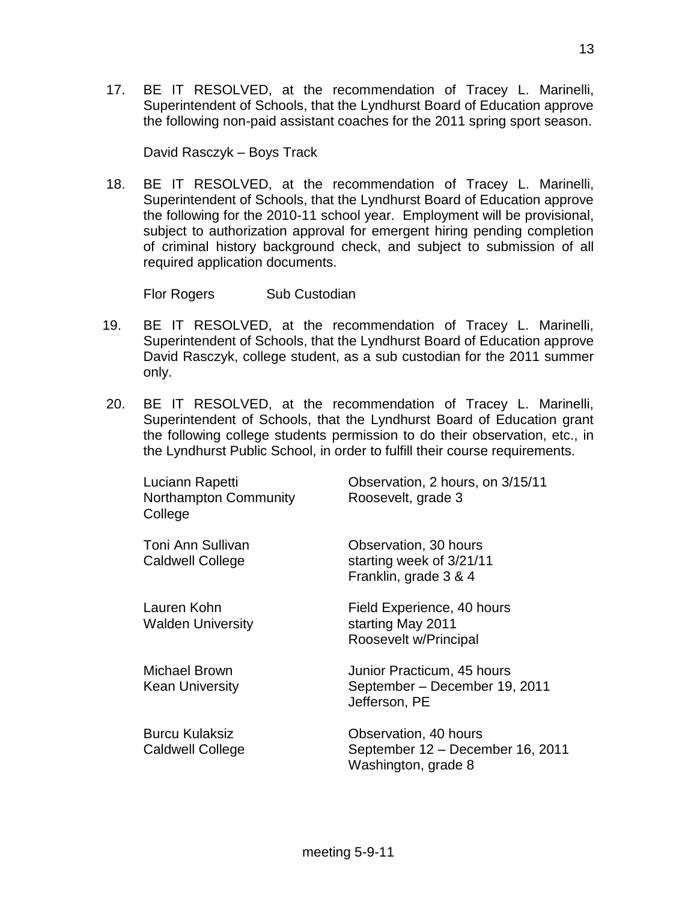17. BE IT RESOLVED, at the recommendation of Tracey L. Marinelli, Superintendent of Schools, that the Lyndhurst Board of Education approve the following non-paid assistant coaches for the 2011 spring sport season.

    David Rasczyk – Boys Track

18. BE IT RESOLVED, at the recommendation of Tracey L. Marinelli, Superintendent of Schools, that the Lyndhurst Board of Education approve the following for the 2010-11 school year. Employment will be provisional, subject to authorization approval for emergent hiring pending completion of criminal history background check, and subject to submission of all required application documents.

    Flor Rogers    Sub Custodian

19. BE IT RESOLVED, at the recommendation of Tracey L. Marinelli, Superintendent of Schools, that the Lyndhurst Board of Education approve David Rasczyk, college student, as a sub custodian for the 2011 summer only.

20. BE IT RESOLVED, at the recommendation of Tracey L. Marinelli, Superintendent of Schools, that the Lyndhurst Board of Education grant the following college students permission to do their observation, etc., in the Lyndhurst Public School, in order to fulfill their course requirements.

| | |
|---|---|
| Luciann Rapetti<br>Northampton Community College | Observation, 2 hours, on 3/15/11<br>Roosevelt, grade 3 |
| Toni Ann Sullivan<br>Caldwell College | Observation, 30 hours<br>starting week of 3/21/11<br>Franklin, grade 3 & 4 |
| Lauren Kohn<br>Walden University | Field Experience, 40 hours<br>starting May 2011<br>Roosevelt w/Principal |
| Michael Brown<br>Kean University | Junior Practicum, 45 hours<br>September – December 19, 2011<br>Jefferson, PE |
| Burcu Kulaksiz<br>Caldwell College | Observation, 40 hours<br>September 12 – December 16, 2011<br>Washington, grade 8 |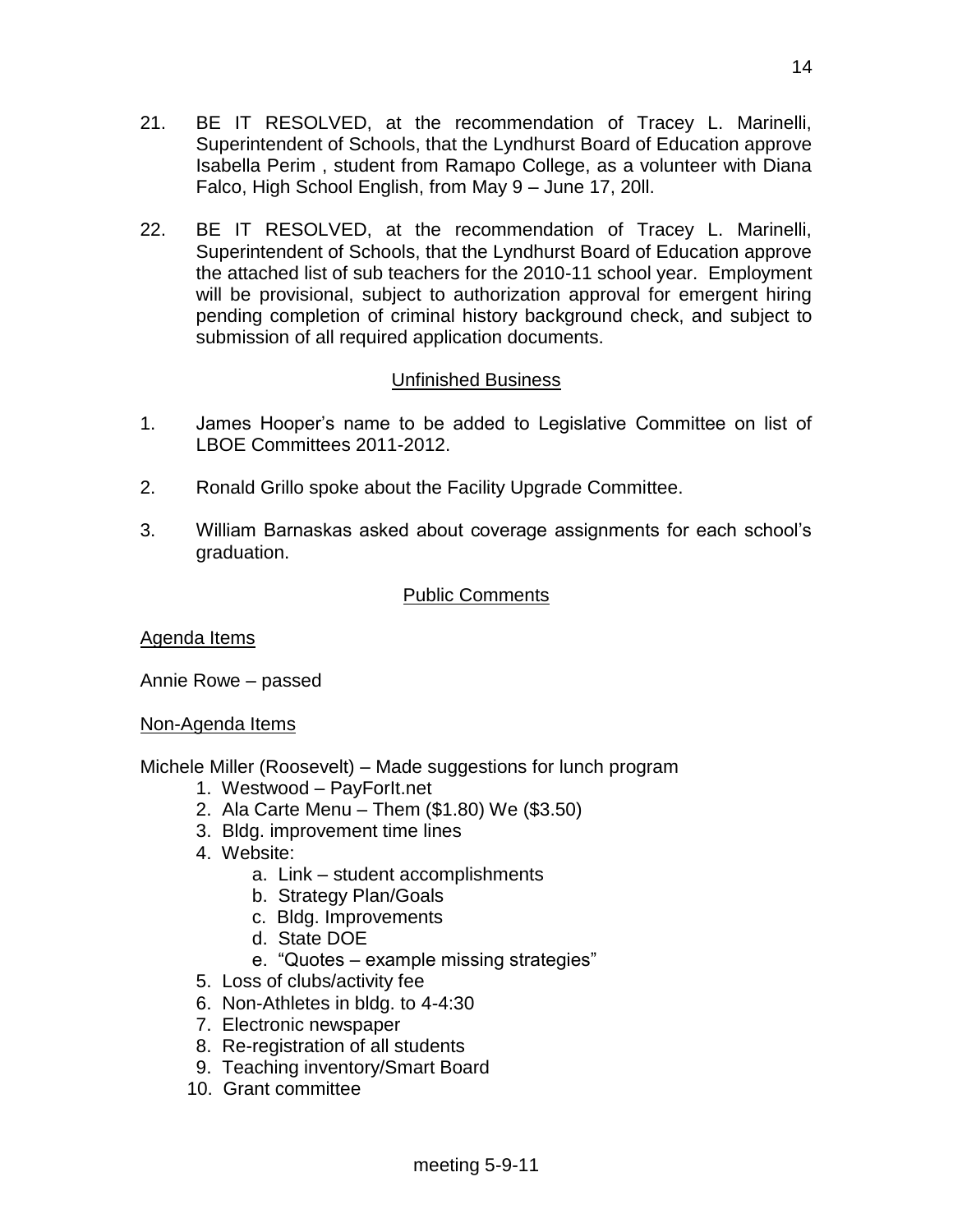21. BE IT RESOLVED, at the recommendation of Tracey L. Marinelli, Superintendent of Schools, that the Lyndhurst Board of Education approve Isabella Perim , student from Ramapo College, as a volunteer with Diana Falco, High School English, from May 9 – June 17, 20ll.

22. BE IT RESOLVED, at the recommendation of Tracey L. Marinelli, Superintendent of Schools, that the Lyndhurst Board of Education approve the attached list of sub teachers for the 2010-11 school year. Employment will be provisional, subject to authorization approval for emergent hiring pending completion of criminal history background check, and subject to submission of all required application documents.

## Unfinished Business

1. James Hooper's name to be added to Legislative Committee on list of LBOE Committees 2011-2012.

2. Ronald Grillo spoke about the Facility Upgrade Committee.

3. William Barnaskas asked about coverage assignments for each school's graduation.

## Public Comments

Agenda Items

Annie Rowe – passed

Non-Agenda Items

Michele Miller (Roosevelt) – Made suggestions for lunch program

1. Westwood – PayForIt.net
2. Ala Carte Menu – Them ($1.80) We ($3.50)
3. Bldg. improvement time lines
4. Website:
   a. Link – student accomplishments
   b. Strategy Plan/Goals
   c. Bldg. Improvements
   d. State DOE
   e. "Quotes – example missing strategies"
5. Loss of clubs/activity fee
6. Non-Athletes in bldg. to 4-4:30
7. Electronic newspaper
8. Re-registration of all students
9. Teaching inventory/Smart Board
10. Grant committee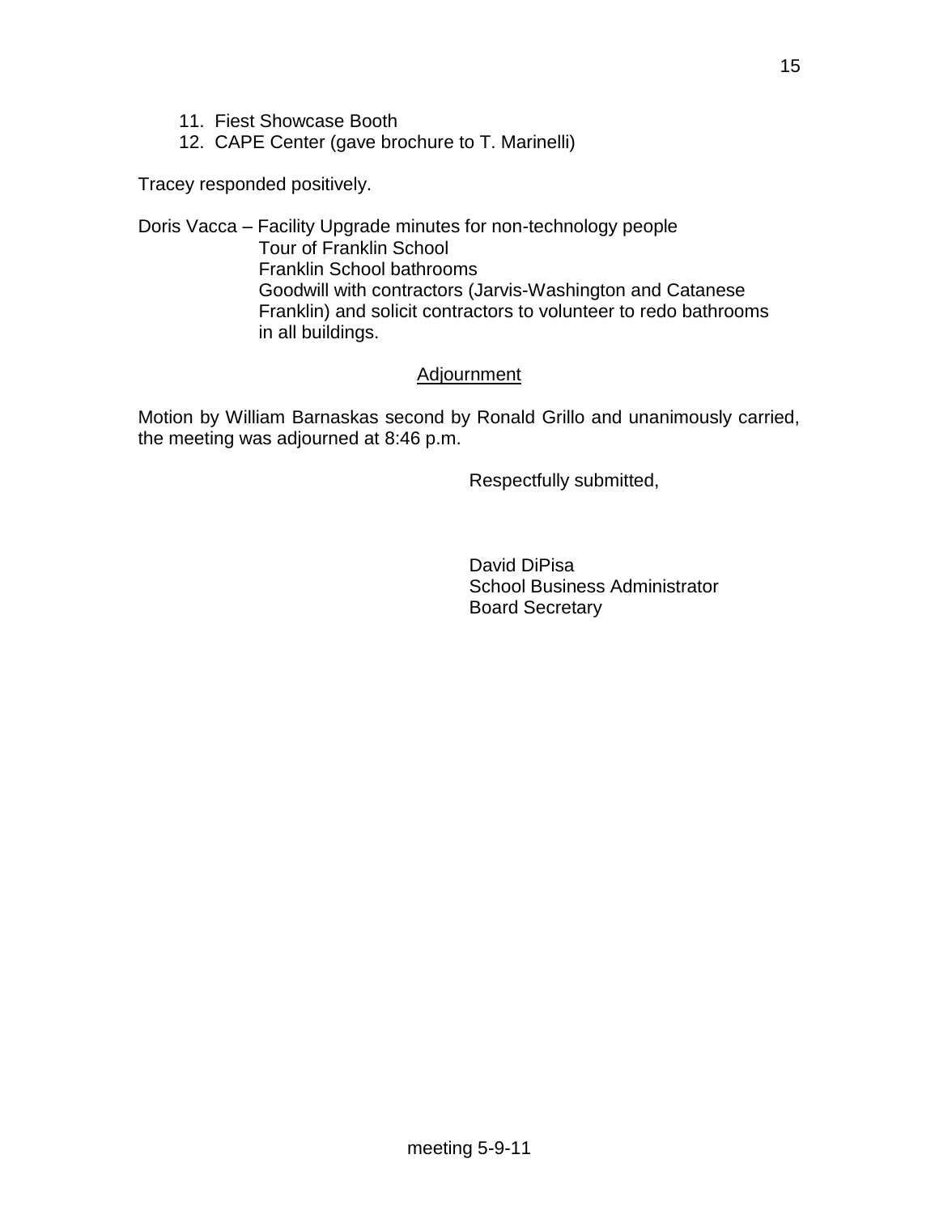11. Fiest Showcase Booth
12. CAPE Center (gave brochure to T. Marinelli)

Tracey responded positively.

Doris Vacca – Facility Upgrade minutes for non-technology people
Tour of Franklin School
Franklin School bathrooms
Goodwill with contractors (Jarvis-Washington and Catanese Franklin) and solicit contractors to volunteer to redo bathrooms in all buildings.

## Adjournment

Motion by William Barnaskas second by Ronald Grillo and unanimously carried, the meeting was adjourned at 8:46 p.m.

Respectfully submitted,

David DiPisa
School Business Administrator
Board Secretary

meeting 5-9-11